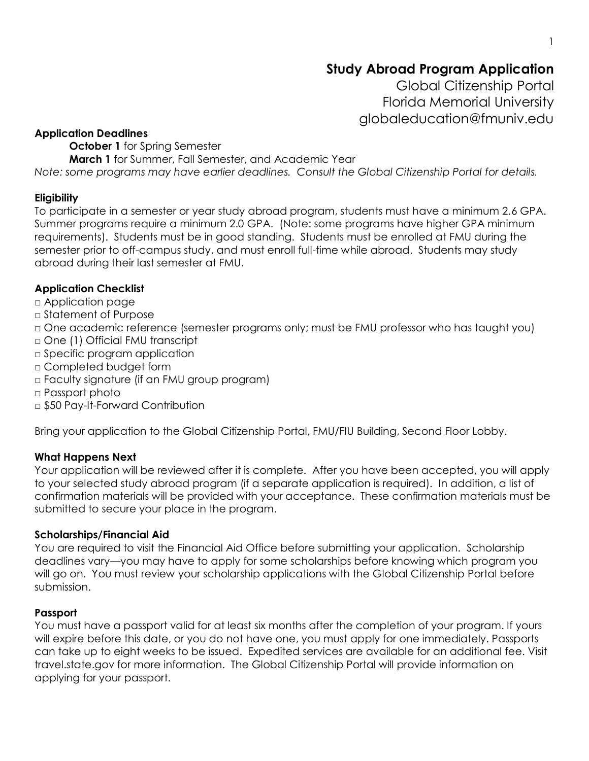# Study Abroad Program Application

Global Citizenship Portal
Florida Memorial University
globaleducation@fmuniv.edu

**Application Deadlines**

**October 1** for Spring Semester

**March 1** for Summer, Fall Semester, and Academic Year

*Note: some programs may have earlier deadlines. Consult the Global Citizenship Portal for details.*

**Eligibility**

To participate in a semester or year study abroad program, students must have a minimum 2.6 GPA. Summer programs require a minimum 2.0 GPA. (Note: some programs have higher GPA minimum requirements). Students must be in good standing. Students must be enrolled at FMU during the semester prior to off-campus study, and must enroll full-time while abroad. Students may study abroad during their last semester at FMU.

**Application Checklist**

- □ Application page
- □ Statement of Purpose
- □ One academic reference (semester programs only; must be FMU professor who has taught you)
- □ One (1) Official FMU transcript
- □ Specific program application
- □ Completed budget form
- □ Faculty signature (if an FMU group program)
- □ Passport photo
- □ $50 Pay-It-Forward Contribution

Bring your application to the Global Citizenship Portal, FMU/FIU Building, Second Floor Lobby.

**What Happens Next**

Your application will be reviewed after it is complete. After you have been accepted, you will apply to your selected study abroad program (if a separate application is required). In addition, a list of confirmation materials will be provided with your acceptance. These confirmation materials must be submitted to secure your place in the program.

**Scholarships/Financial Aid**

You are required to visit the Financial Aid Office before submitting your application. Scholarship deadlines vary—you may have to apply for some scholarships before knowing which program you will go on. You must review your scholarship applications with the Global Citizenship Portal before submission.

**Passport**

You must have a passport valid for at least six months after the completion of your program. If yours will expire before this date, or you do not have one, you must apply for one immediately. Passports can take up to eight weeks to be issued. Expedited services are available for an additional fee. Visit travel.state.gov for more information. The Global Citizenship Portal will provide information on applying for your passport.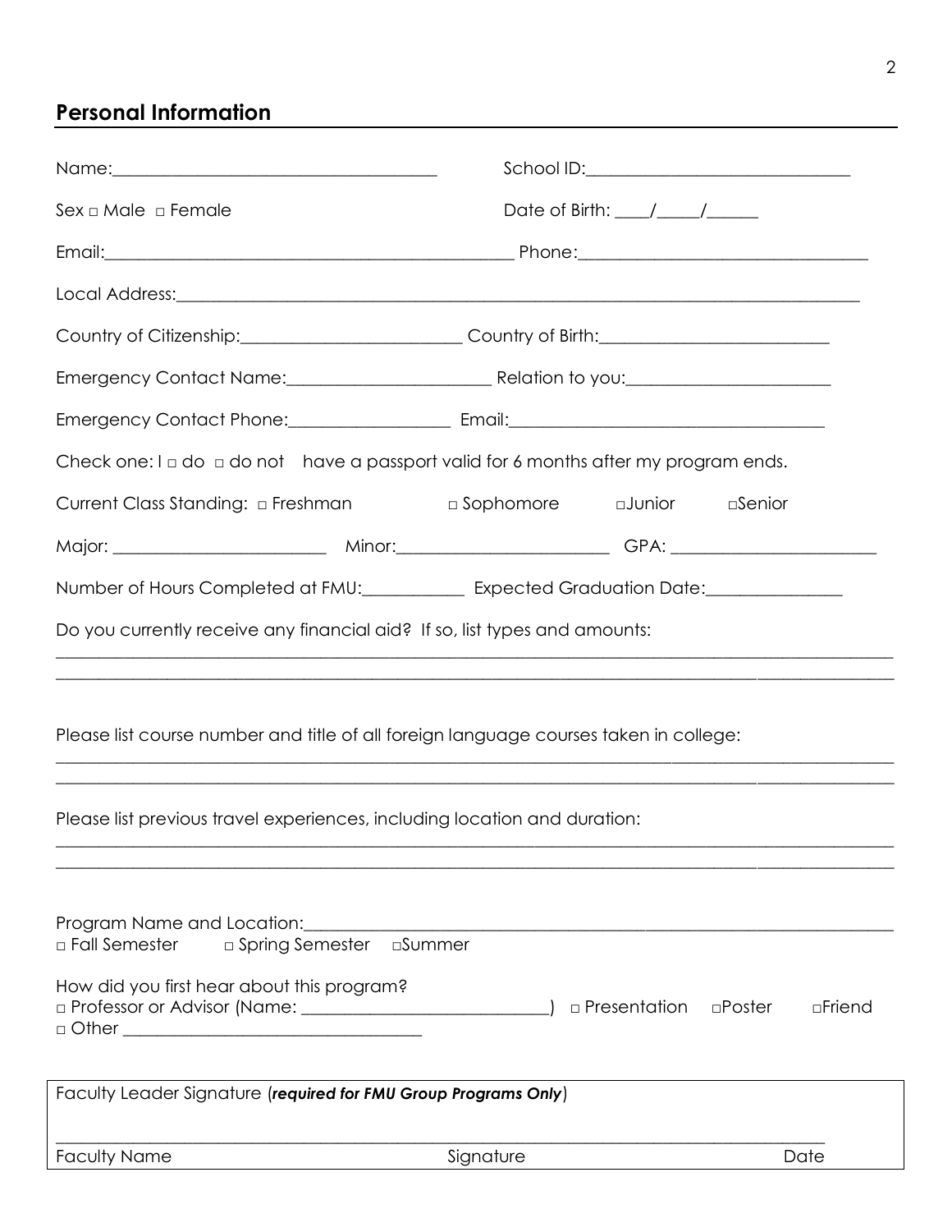## Personal Information

Name:______________________________________ School ID:______________________________

Sex □ Male □ Female Date of Birth: ____/_____/______

Email:_______________________________________________ Phone:________________________________

Local Address:___________________________________________________________________________________

Country of Citizenship:_________________________ Country of Birth:__________________________

Emergency Contact Name:______________________ Relation to you:______________________

Emergency Contact Phone:_________________ Email:___________________________________

Check one: I □ do □ do not have a passport valid for 6 months after my program ends.

Current Class Standing: □ Freshman □ Sophomore □Junior □Senior

Major: ________________________ Minor:________________________ GPA: _______________________

Number of Hours Completed at FMU:___________ Expected Graduation Date:_______________

Do you currently receive any financial aid? If so, list types and amounts:

_____________________________________________________________________________________________

_____________________________________________________________________________________________

Please list course number and title of all foreign language courses taken in college:

_____________________________________________________________________________________________

_____________________________________________________________________________________________

Please list previous travel experiences, including location and duration:

_____________________________________________________________________________________________

_____________________________________________________________________________________________

Program Name and Location:_______________________________________________________________________

□ Fall Semester □ Spring Semester □Summer

How did you first hear about this program?

□ Professor or Advisor (Name: ____________________________) □ Presentation □Poster □Friend

□ Other ___________________________________

Faculty Leader Signature (***required for FMU Group Programs Only***)

_____________________________________________________________________________________________

Faculty Name Signature Date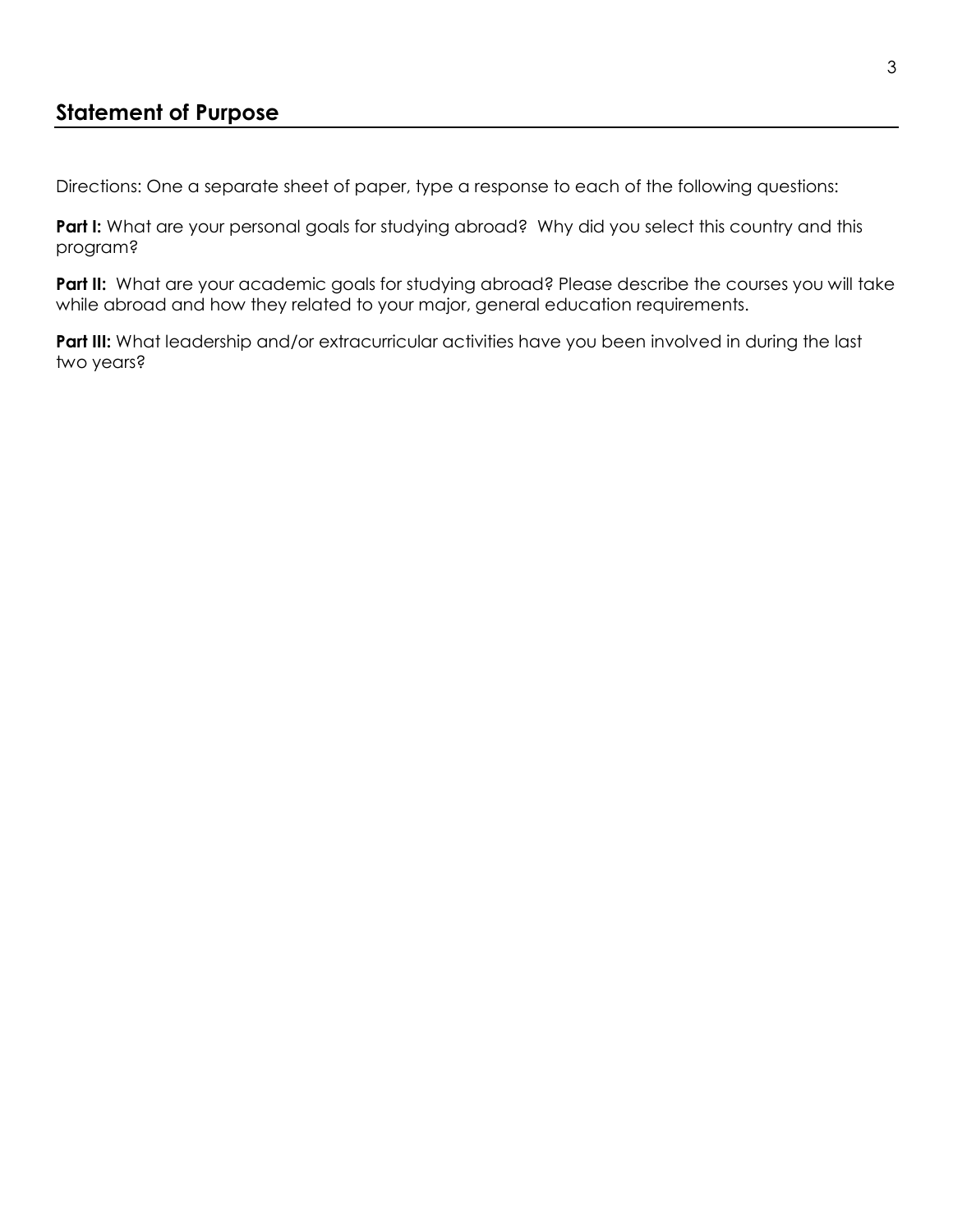## Statement of Purpose

Directions: One a separate sheet of paper, type a response to each of the following questions:

**Part I:** What are your personal goals for studying abroad? Why did you select this country and this program?

**Part II:** What are your academic goals for studying abroad? Please describe the courses you will take while abroad and how they related to your major, general education requirements.

**Part III:** What leadership and/or extracurricular activities have you been involved in during the last two years?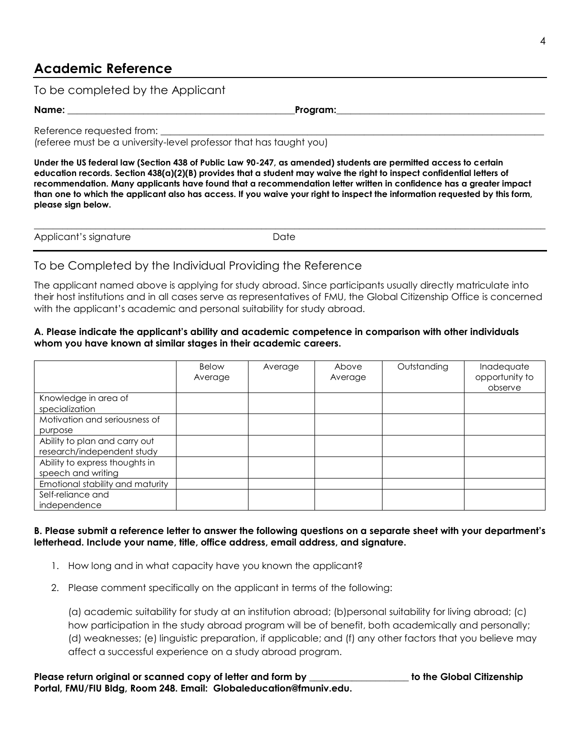## Academic Reference

### To be completed by the Applicant

**Name:** ________________________________________________**Program:**____________________________________________

Reference requested from: ____________________________________________________________________________________
(referee must be a university-level professor that has taught you)

**Under the US federal law (Section 438 of Public Law 90-247, as amended) students are permitted access to certain education records. Section 438(a)(2)(B) provides that a student may waive the right to inspect confidential letters of recommendation. Many applicants have found that a recommendation letter written in confidence has a greater impact than one to which the applicant also has access. If you waive your right to inspect the information requested by this form, please sign below.**

_____________________________________________________________________________________________________

Applicant's signature                                        Date

### To be Completed by the Individual Providing the Reference

The applicant named above is applying for study abroad. Since participants usually directly matriculate into their host institutions and in all cases serve as representatives of FMU, the Global Citizenship Office is concerned with the applicant's academic and personal suitability for study abroad.

**A. Please indicate the applicant's ability and academic competence in comparison with other individuals whom you have known at similar stages in their academic careers.**

| | Below Average | Average | Above Average | Outstanding | Inadequate opportunity to observe |
|---|---|---|---|---|---|
| Knowledge in area of specialization | | | | | |
| Motivation and seriousness of purpose | | | | | |
| Ability to plan and carry out research/independent study | | | | | |
| Ability to express thoughts in speech and writing | | | | | |
| Emotional stability and maturity | | | | | |
| Self-reliance and independence | | | | | |

**B. Please submit a reference letter to answer the following questions on a separate sheet with your department's letterhead. Include your name, title, office address, email address, and signature.**

1. How long and in what capacity have you known the applicant?
2. Please comment specifically on the applicant in terms of the following:

   (a) academic suitability for study at an institution abroad; (b)personal suitability for living abroad; (c) how participation in the study abroad program will be of benefit, both academically and personally; (d) weaknesses; (e) linguistic preparation, if applicable; and (f) any other factors that you believe may affect a successful experience on a study abroad program.

**Please return original or scanned copy of letter and form by ____________________ to the Global Citizenship Portal, FMU/FIU Bldg, Room 248. Email: Globaleducation@fmuniv.edu.**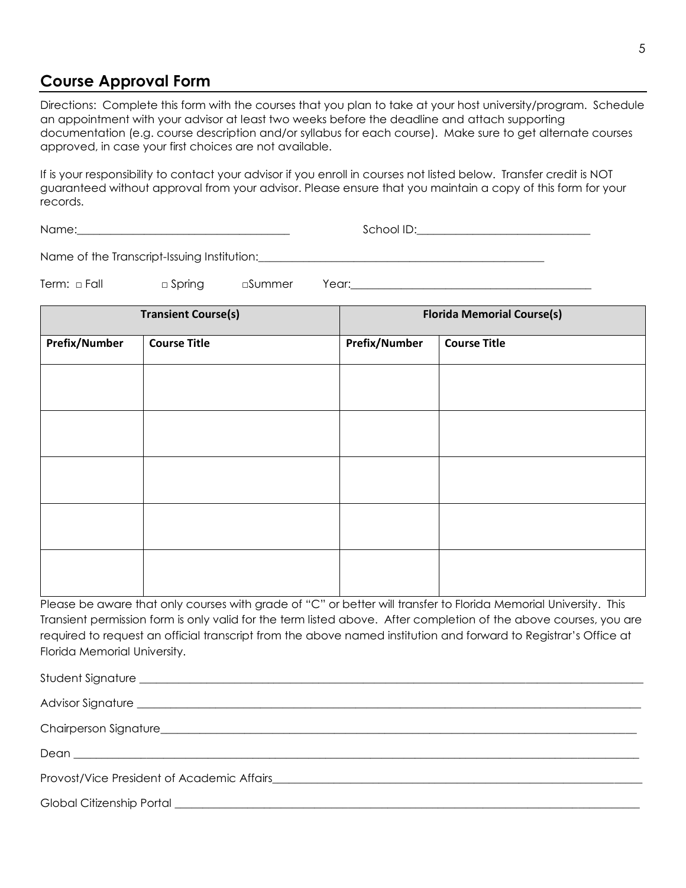## Course Approval Form

Directions: Complete this form with the courses that you plan to take at your host university/program. Schedule an appointment with your advisor at least two weeks before the deadline and attach supporting documentation (e.g. course description and/or syllabus for each course). Make sure to get alternate courses approved, in case your first choices are not available.

If is your responsibility to contact your advisor if you enroll in courses not listed below. Transfer credit is NOT guaranteed without approval from your advisor. Please ensure that you maintain a copy of this form for your records.

Name:_____________________________________ School ID:______________________________

Name of the Transcript-Issuing Institution:__________________________________________________

Term: □ Fall □ Spring □Summer Year:__________________________________________

| **Transient Course(s)** | | **Florida Memorial Course(s)** | |
|---|---|---|---|
| **Prefix/Number** | **Course Title** | **Prefix/Number** | **Course Title** |
| | | | |
| | | | |
| | | | |
| | | | |
| | | | |

Please be aware that only courses with grade of "C" or better will transfer to Florida Memorial University. This Transient permission form is only valid for the term listed above. After completion of the above courses, you are required to request an official transcript from the above named institution and forward to Registrar's Office at Florida Memorial University.

Student Signature ______________________________________________________________________________

Advisor Signature ______________________________________________________________________________

Chairperson Signature___________________________________________________________________________

Dean _________________________________________________________________________________________

Provost/Vice President of Academic Affairs_________________________________________________________

Global Citizenship Portal ________________________________________________________________________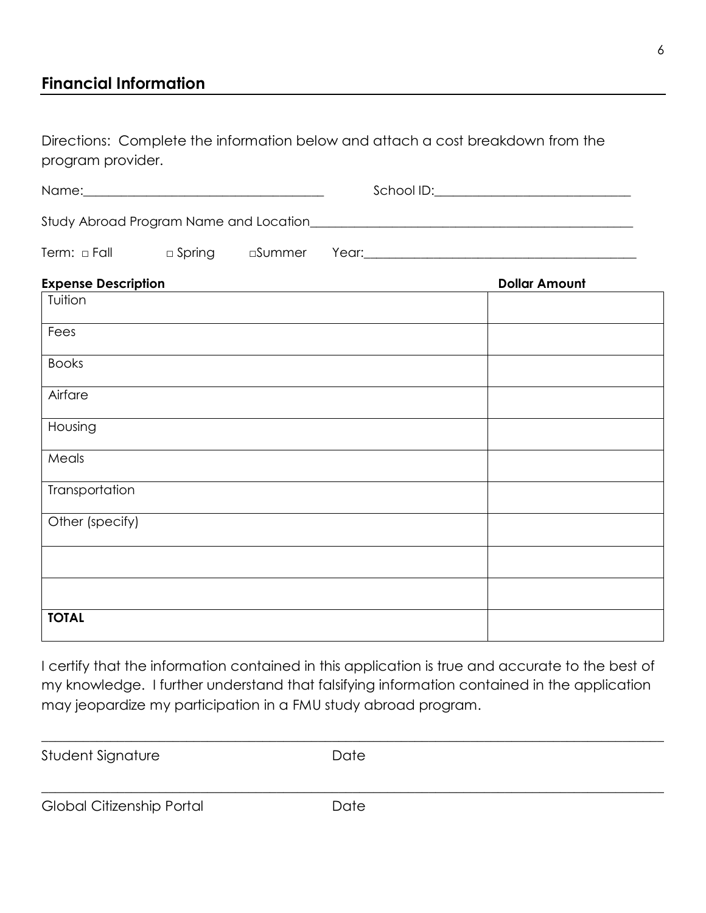## Financial Information

Directions: Complete the information below and attach a cost breakdown from the program provider.

Name:______________________________________ School ID:______________________________

Study Abroad Program Name and Location__________________________________________________

Term: □ Fall □ Spring □Summer Year:__________________________________________

| Expense Description | Dollar Amount |
|---|---|
| Tuition | |
| Fees | |
| Books | |
| Airfare | |
| Housing | |
| Meals | |
| Transportation | |
| Other (specify) | |
| | |
| | |
| **TOTAL** | |

I certify that the information contained in this application is true and accurate to the best of my knowledge. I further understand that falsifying information contained in the application may jeopardize my participation in a FMU study abroad program.

_____________________________________________________________________________

Student Signature Date

_____________________________________________________________________________

Global Citizenship Portal Date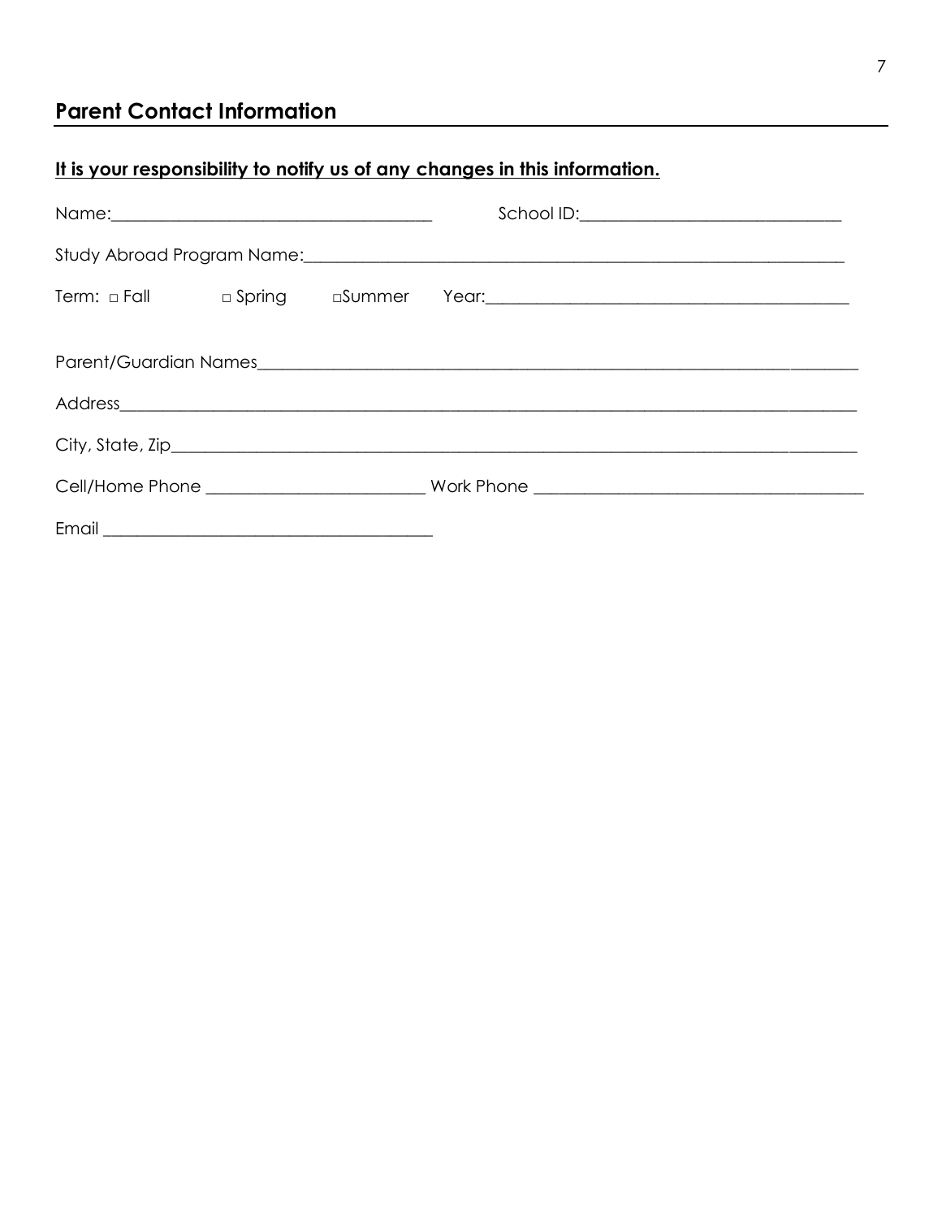## Parent Contact Information

**<u>It is your responsibility to notify us of any changes in this information.</u>**

Name:_____________________________________ School ID:______________________________

Study Abroad Program Name:_________________________________________________________________

Term: □ Fall □ Spring □Summer Year:___________________________________________

Parent/Guardian Names______________________________________________________________________

Address____________________________________________________________________________________

City, State, Zip___________________________________________________________________________

Cell/Home Phone _________________________ Work Phone ______________________________________

Email _______________________________________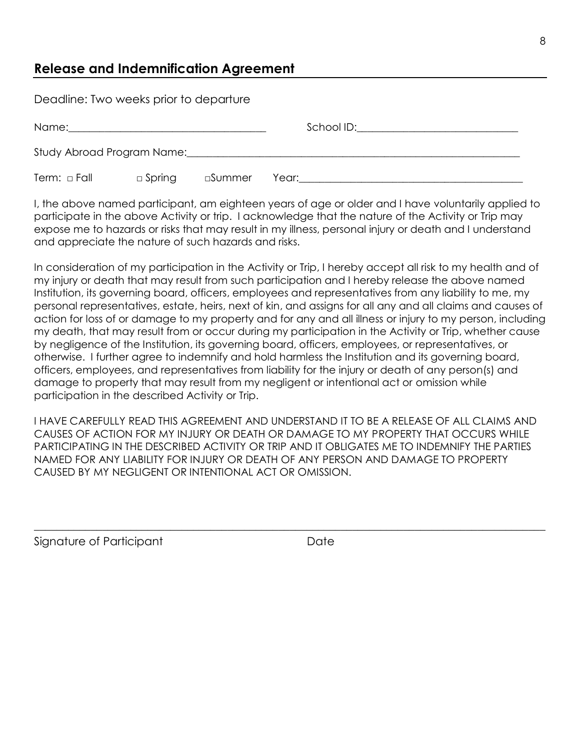## Release and Indemnification Agreement

Deadline: Two weeks prior to departure

Name:_____________________________________ School ID:______________________________

Study Abroad Program Name:_________________________________________________________________

Term: □ Fall □ Spring □Summer Year:_________________________________________

I, the above named participant, am eighteen years of age or older and I have voluntarily applied to participate in the above Activity or trip. I acknowledge that the nature of the Activity or Trip may expose me to hazards or risks that may result in my illness, personal injury or death and I understand and appreciate the nature of such hazards and risks.

In consideration of my participation in the Activity or Trip, I hereby accept all risk to my health and of my injury or death that may result from such participation and I hereby release the above named Institution, its governing board, officers, employees and representatives from any liability to me, my personal representatives, estate, heirs, next of kin, and assigns for all any and all claims and causes of action for loss of or damage to my property and for any and all illness or injury to my person, including my death, that may result from or occur during my participation in the Activity or Trip, whether cause by negligence of the Institution, its governing board, officers, employees, or representatives, or otherwise. I further agree to indemnify and hold harmless the Institution and its governing board, officers, employees, and representatives from liability for the injury or death of any person(s) and damage to property that may result from my negligent or intentional act or omission while participation in the described Activity or Trip.

I HAVE CAREFULLY READ THIS AGREEMENT AND UNDERSTAND IT TO BE A RELEASE OF ALL CLAIMS AND CAUSES OF ACTION FOR MY INJURY OR DEATH OR DAMAGE TO MY PROPERTY THAT OCCURS WHILE PARTICIPATING IN THE DESCRIBED ACTIVITY OR TRIP AND IT OBLIGATES ME TO INDEMNIFY THE PARTIES NAMED FOR ANY LIABILITY FOR INJURY OR DEATH OF ANY PERSON AND DAMAGE TO PROPERTY CAUSED BY MY NEGLIGENT OR INTENTIONAL ACT OR OMISSION.

_____________________________________________________________________________________________

Signature of Participant Date